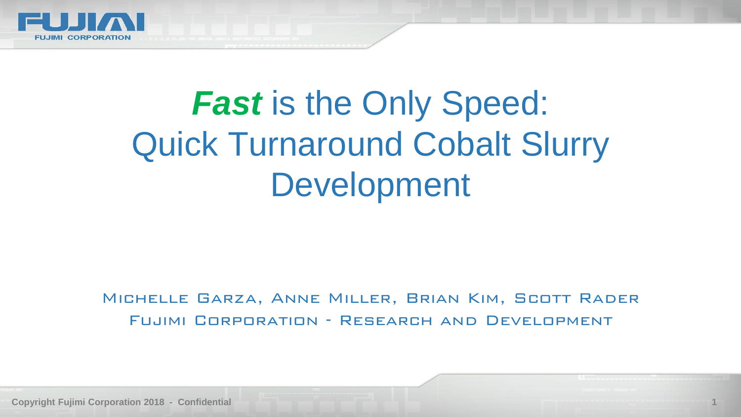# ***Fast*** is the Only Speed: Quick Turnaround Cobalt Slurry Development

Michelle Garza, Anne Miller, Brian Kim, Scott Rader

Fujimi Corporation - Research and Development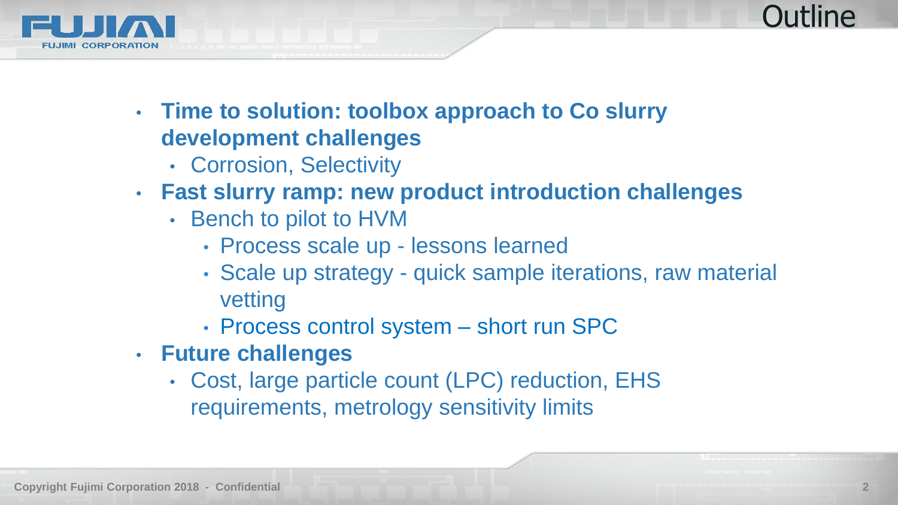# Outline

- **Time to solution: toolbox approach to Co slurry development challenges**
  - Corrosion, Selectivity
- **Fast slurry ramp: new product introduction challenges**
  - Bench to pilot to HVM
    - Process scale up - lessons learned
    - Scale up strategy - quick sample iterations, raw material vetting
    - Process control system – short run SPC
- **Future challenges**
  - Cost, large particle count (LPC) reduction, EHS requirements, metrology sensitivity limits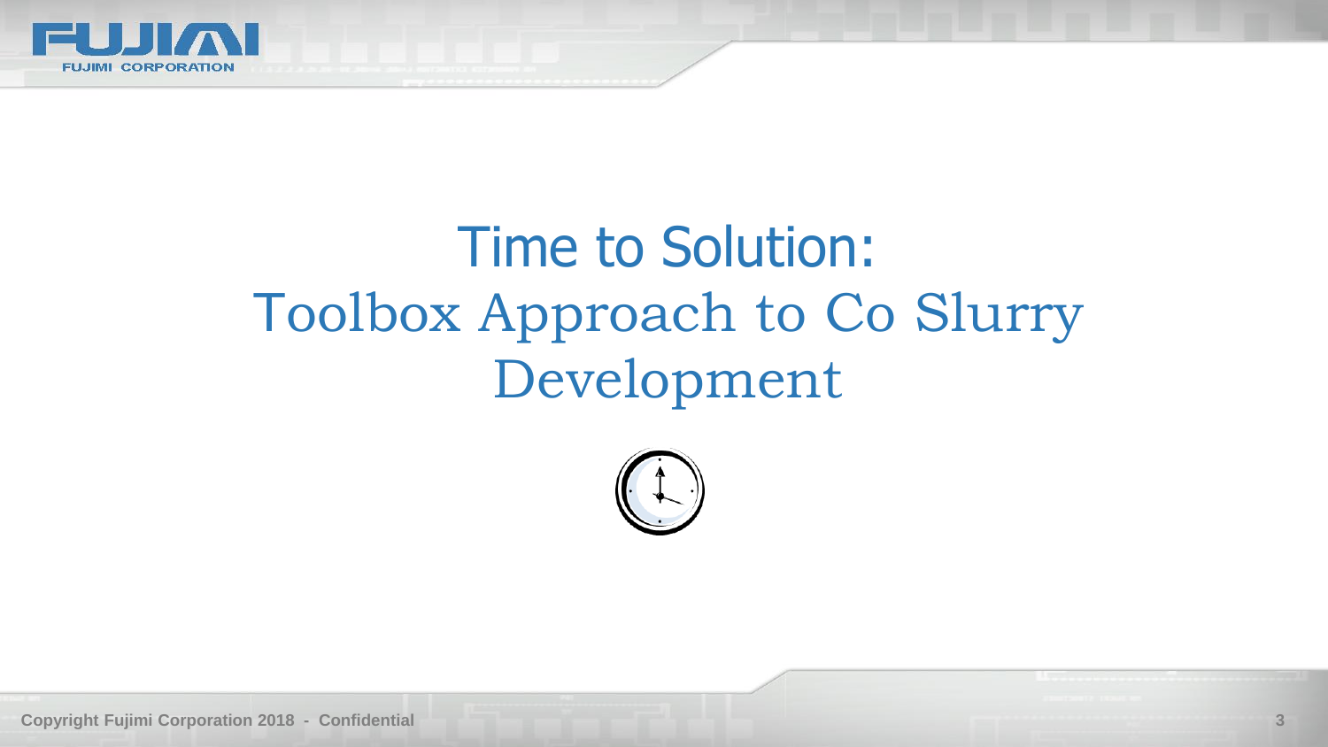# Time to Solution:

## Toolbox Approach to Co Slurry Development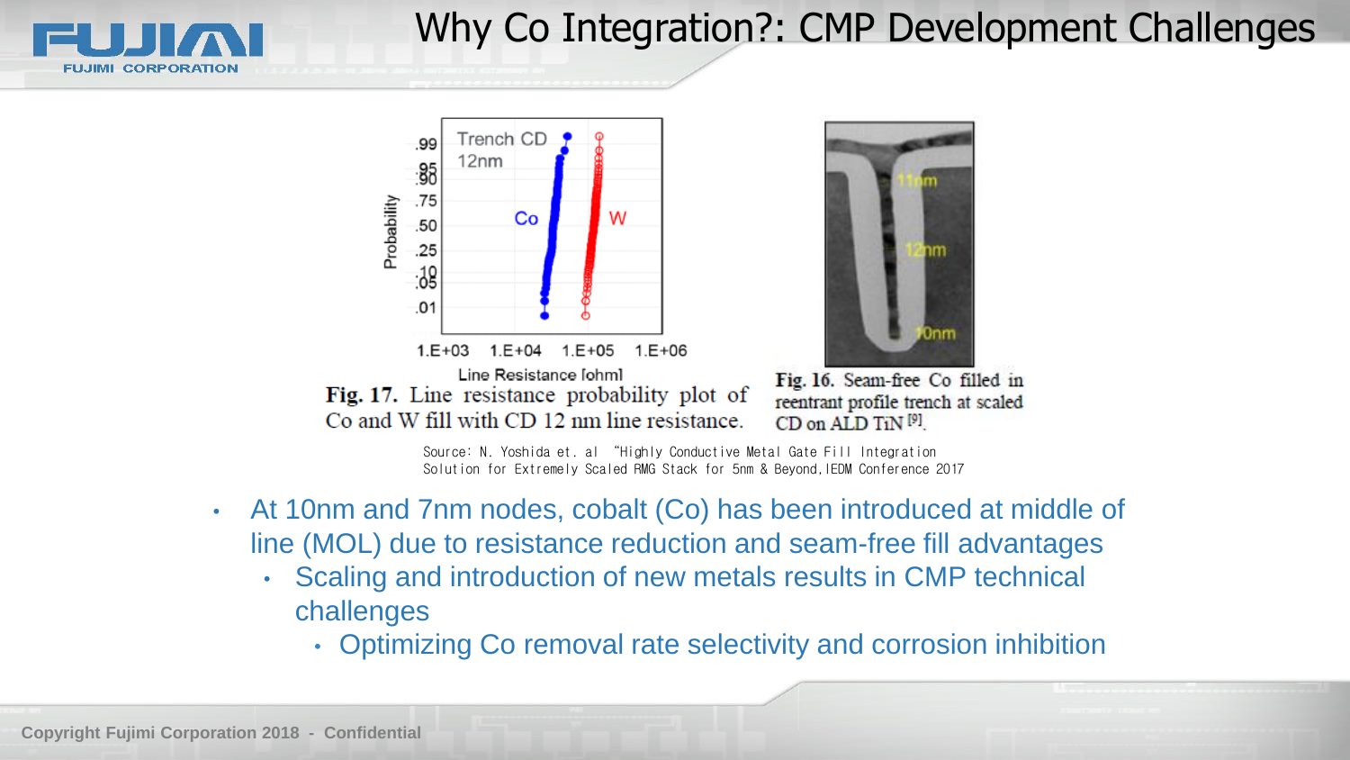# Why Co Integration?: CMP Development Challenges

Fig. 17. Line resistance probability plot of Co and W fill with CD 12 nm line resistance.

Fig. 16. Seam-free Co filled in reentrant profile trench at scaled CD on ALD TiN [9].

Source: N. Yoshida et. al "Highly Conductive Metal Gate Fill Integration Solution for Extremely Scaled RMG Stack for 5nm & Beyond, IEDM Conference 2017

- At 10nm and 7nm nodes, cobalt (Co) has been introduced at middle of line (MOL) due to resistance reduction and seam-free fill advantages
  - Scaling and introduction of new metals results in CMP technical challenges
    - Optimizing Co removal rate selectivity and corrosion inhibition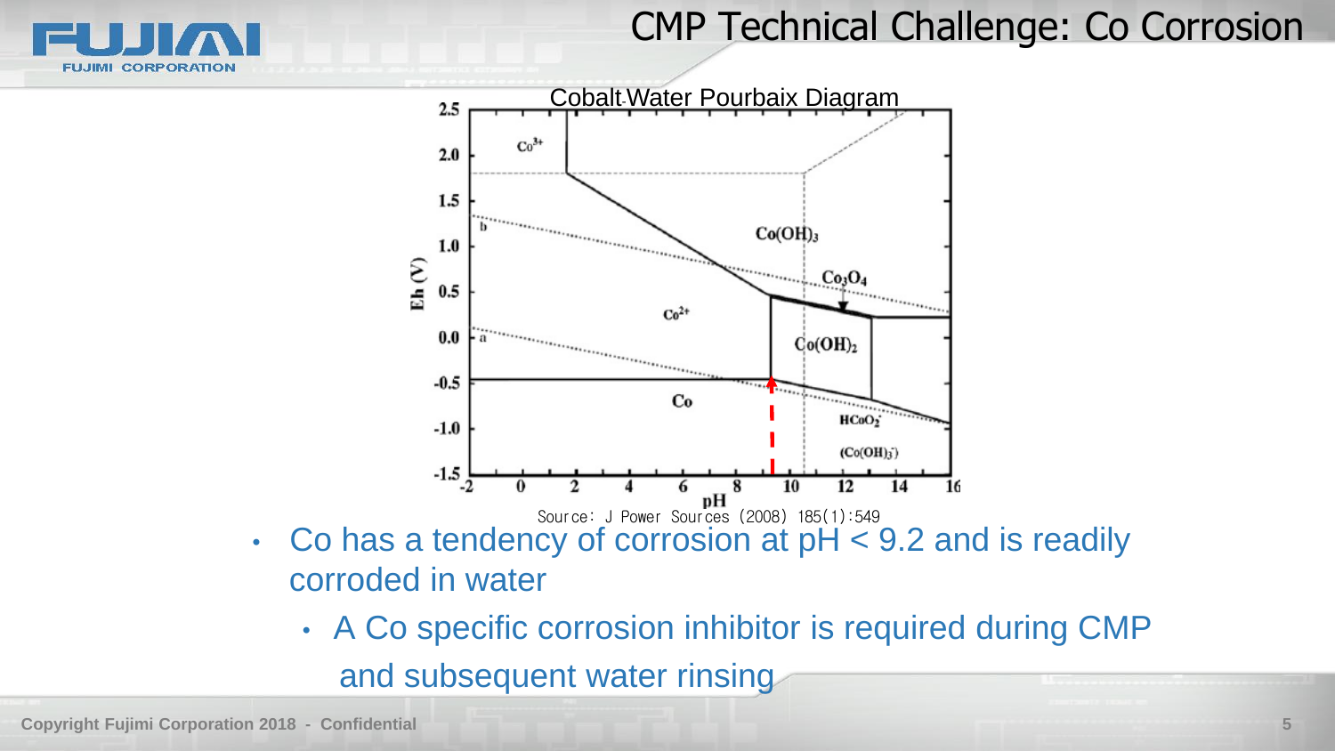# CMP Technical Challenge: Co Corrosion

Cobalt-Water Pourbaix Diagram

Source: J Power Sources (2008) 185(1):549

- Co has a tendency of corrosion at pH < 9.2 and is readily corroded in water
  - A Co specific corrosion inhibitor is required during CMP and subsequent water rinsing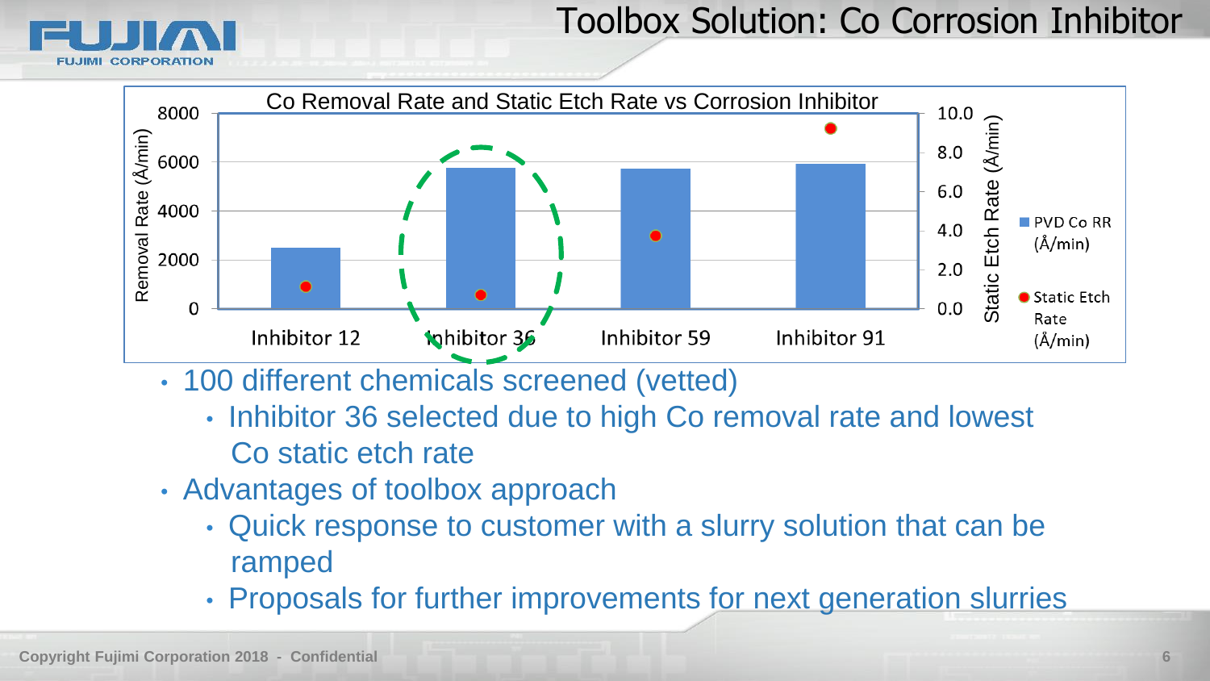# Toolbox Solution: Co Corrosion Inhibitor

Co Removal Rate and Static Etch Rate vs Corrosion Inhibitor

| | PVD Co RR (Å/min) | Static Etch Rate (Å/min) |
|---|---|---|
| Inhibitor 12 | ~2500 | ~1.1 |
| Inhibitor 36 | ~5750 | ~0.7 |
| Inhibitor 59 | ~5700 | ~3.7 |
| Inhibitor 91 | ~5900 | ~9.2 |

- 100 different chemicals screened (vetted)
  - Inhibitor 36 selected due to high Co removal rate and lowest Co static etch rate
- Advantages of toolbox approach
  - Quick response to customer with a slurry solution that can be ramped
  - Proposals for further improvements for next generation slurries

Copyright Fujimi Corporation 2018 - Confidential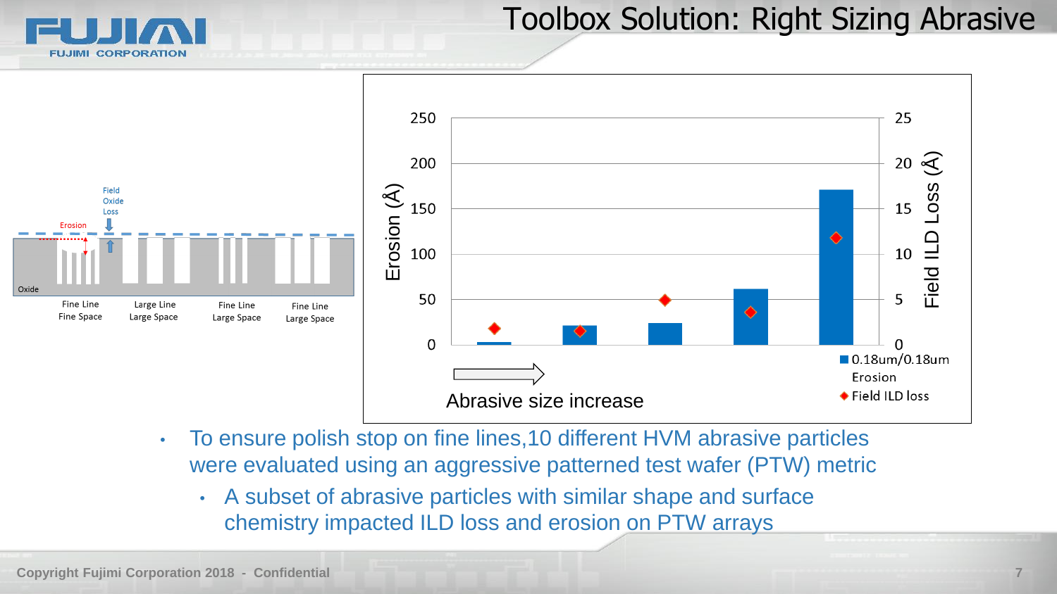# Toolbox Solution: Right Sizing Abrasive

Field Oxide Loss

Erosion

Oxide

Fine Line Fine Space | Large Line Large Space | Fine Line Large Space | Fine Line Large Space

Erosion (Å) | Field ILD Loss (Å)

Abrasive size increase

■ 0.18um/0.18um Erosion
◆ Field ILD loss

- To ensure polish stop on fine lines,10 different HVM abrasive particles were evaluated using an aggressive patterned test wafer (PTW) metric
  - A subset of abrasive particles with similar shape and surface chemistry impacted ILD loss and erosion on PTW arrays

Copyright Fujimi Corporation 2018 - Confidential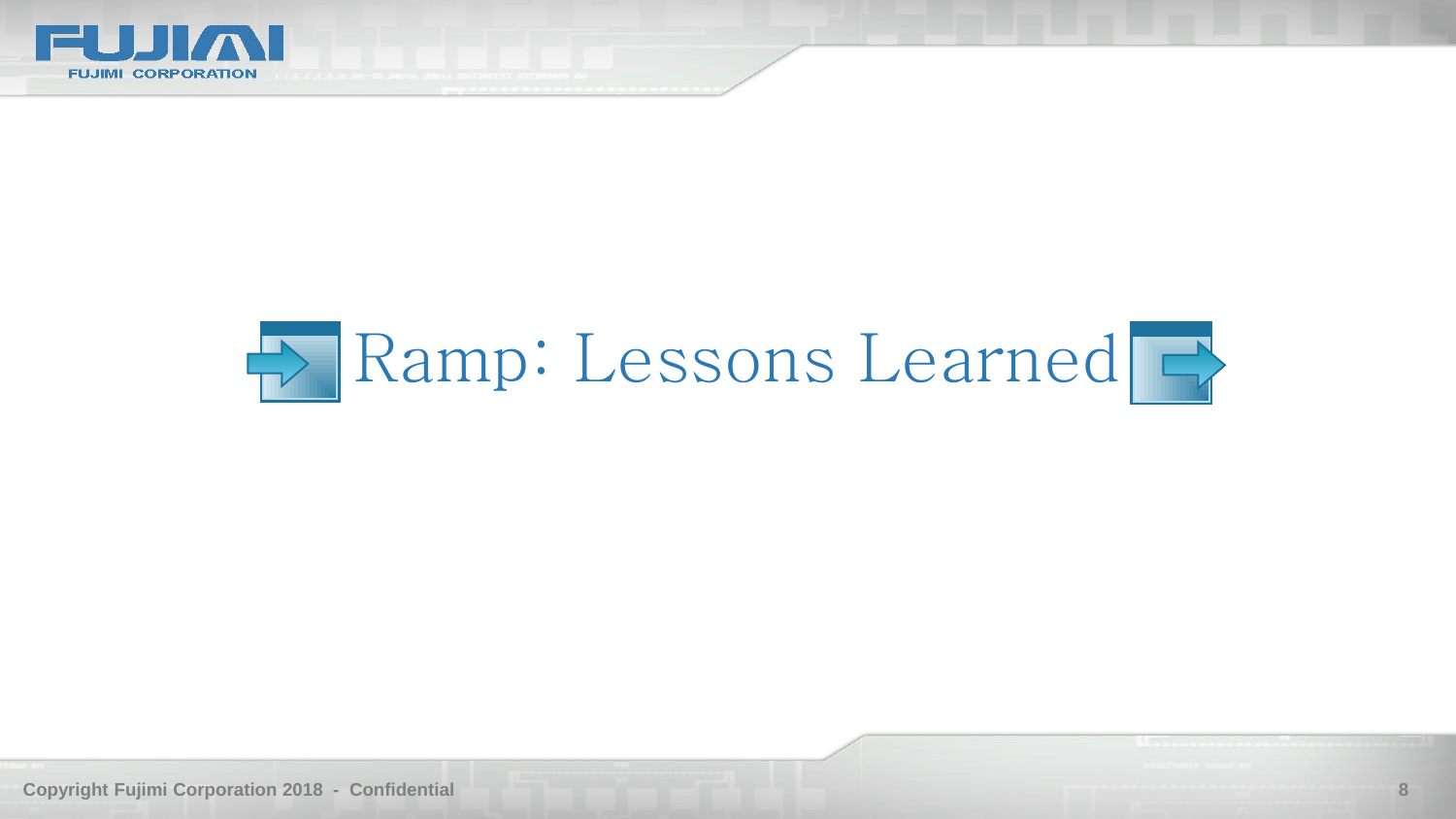# Ramp: Lessons Learned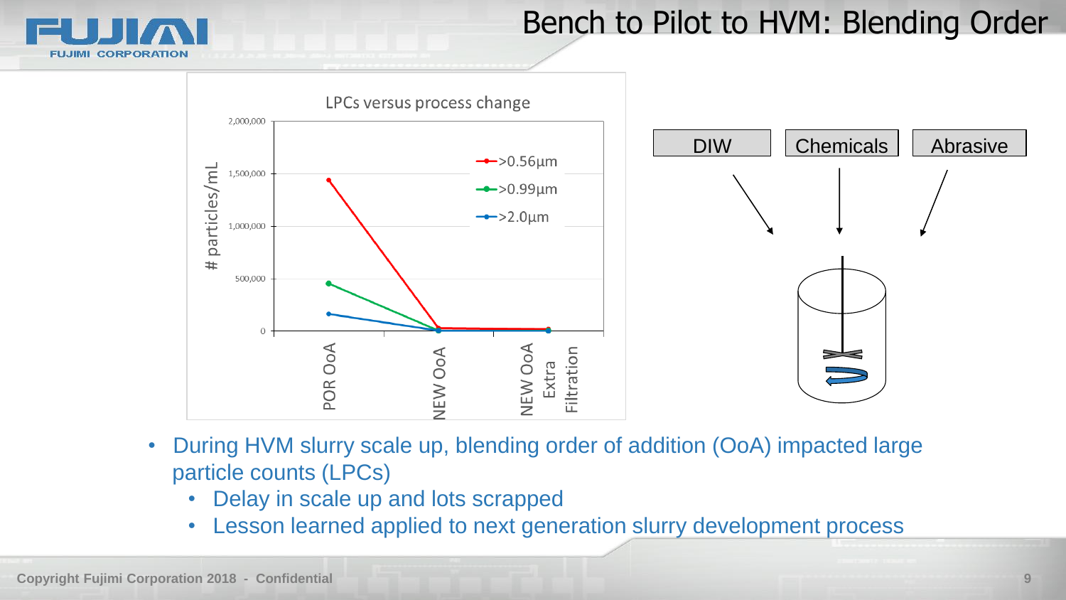# Bench to Pilot to HVM: Blending Order

LPCs versus process change

DIW | Chemicals | Abrasive

- During HVM slurry scale up, blending order of addition (OoA) impacted large particle counts (LPCs)
  - Delay in scale up and lots scrapped
  - Lesson learned applied to next generation slurry development process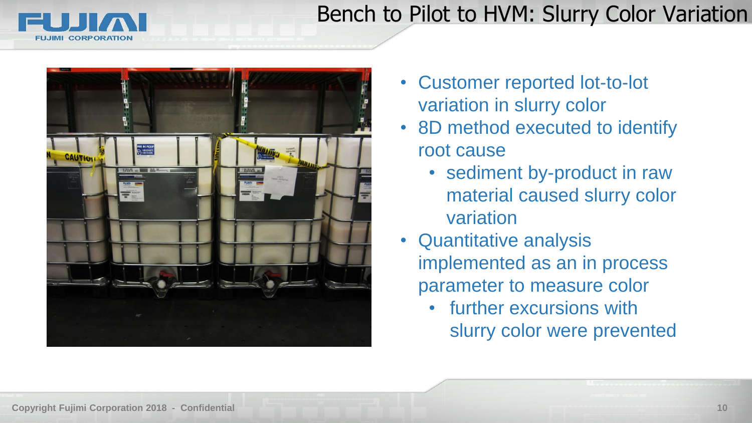# Bench to Pilot to HVM: Slurry Color Variation

- Customer reported lot-to-lot variation in slurry color
- 8D method executed to identify root cause
  - sediment by-product in raw material caused slurry color variation
- Quantitative analysis implemented as an in process parameter to measure color
  - further excursions with slurry color were prevented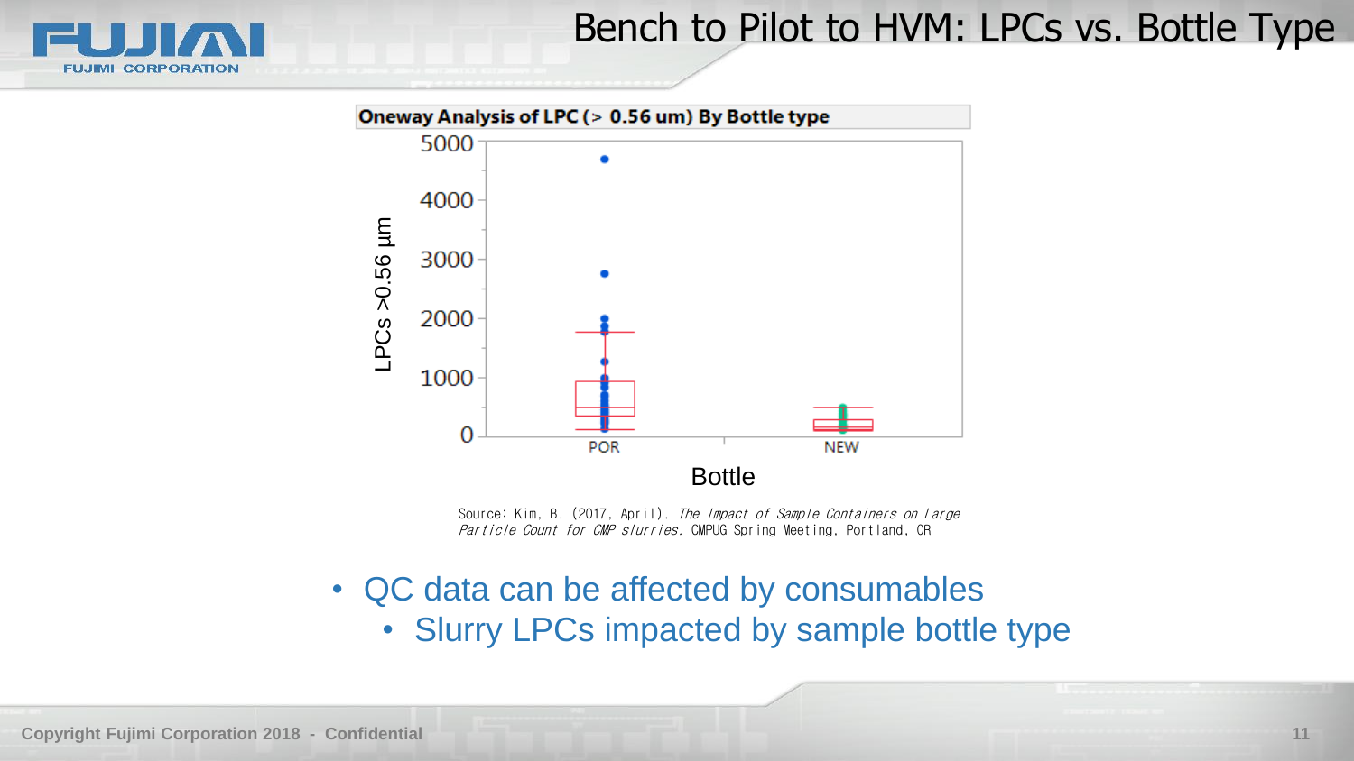# Bench to Pilot to HVM: LPCs vs. Bottle Type

**Oneway Analysis of LPC (> 0.56 um) By Bottle type**

Source: Kim, B. (2017, April). *The Impact of Sample Containers on Large Particle Count for CMP slurries.* CMPUG Spring Meeting, Portland, OR

- QC data can be affected by consumables
  - Slurry LPCs impacted by sample bottle type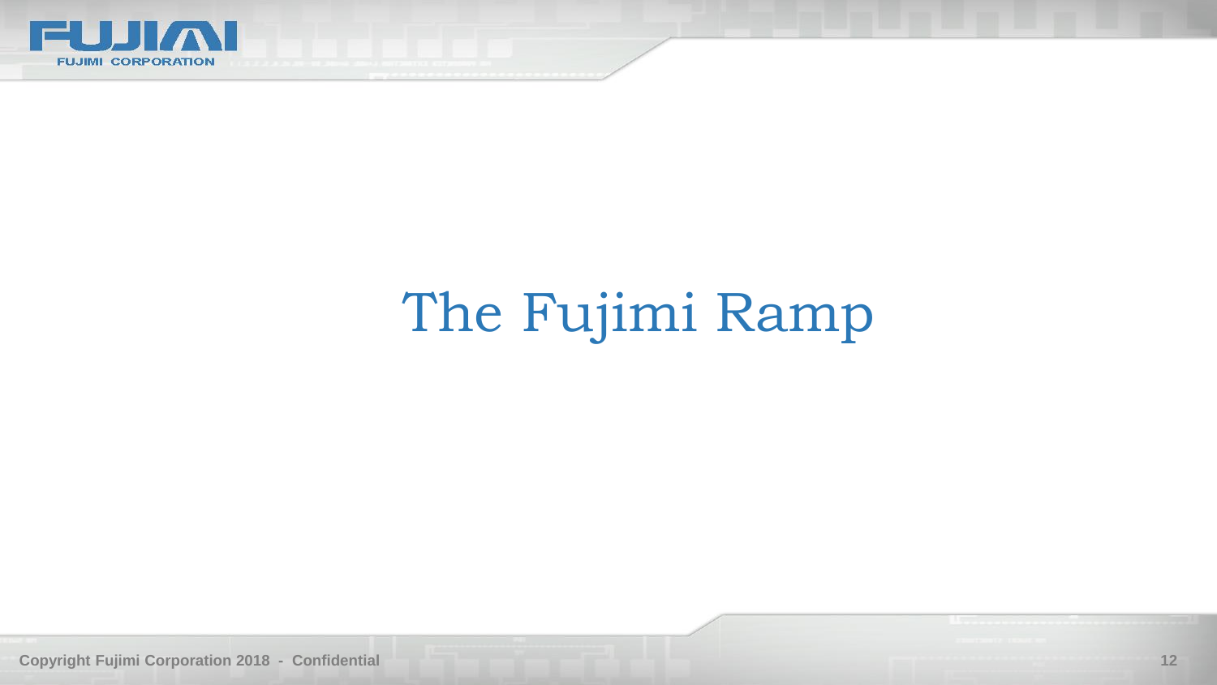# The Fujimi Ramp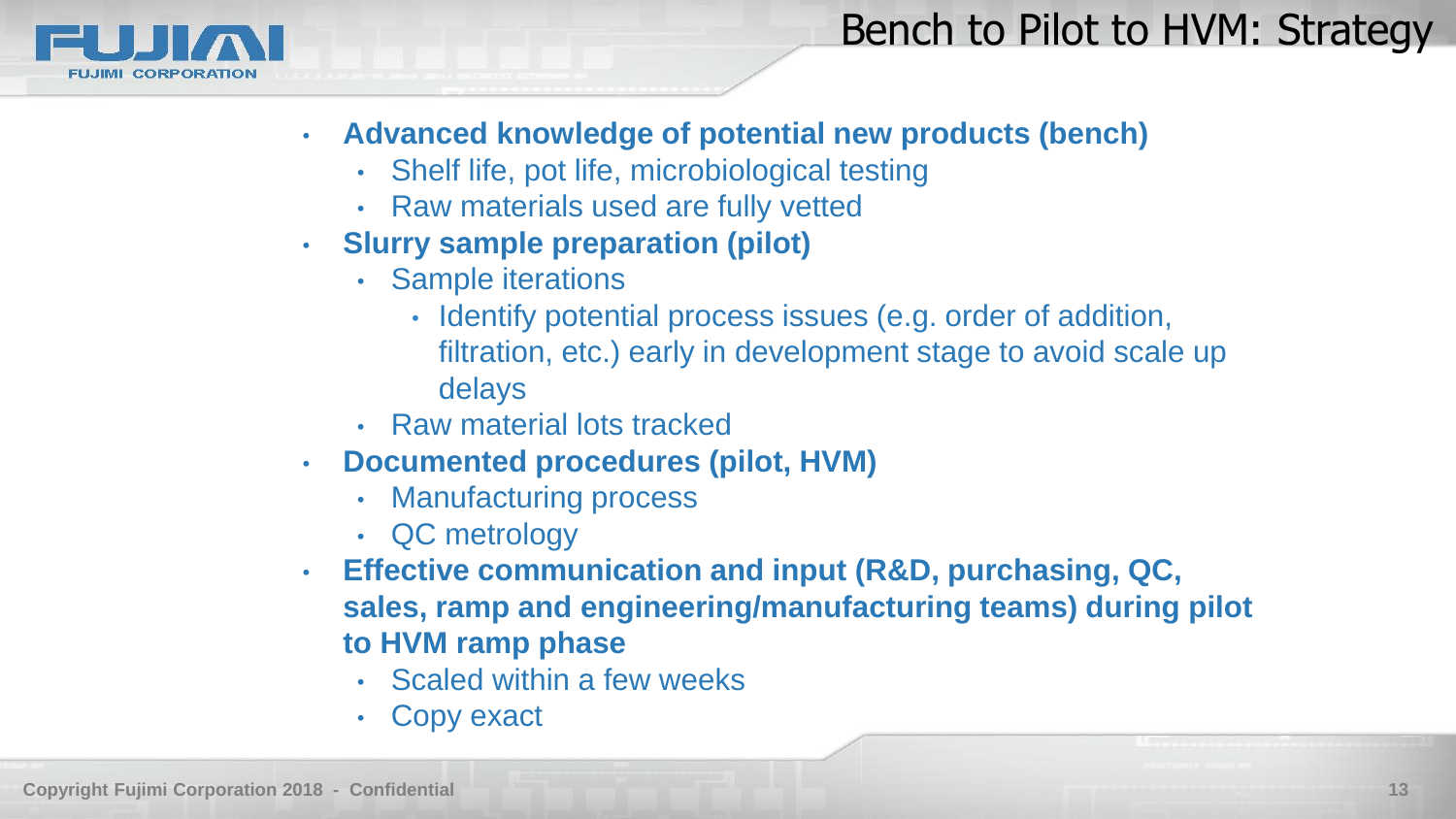# Bench to Pilot to HVM: Strategy

- **Advanced knowledge of potential new products (bench)**
  - Shelf life, pot life, microbiological testing
  - Raw materials used are fully vetted
- **Slurry sample preparation (pilot)**
  - Sample iterations
    - Identify potential process issues (e.g. order of addition, filtration, etc.) early in development stage to avoid scale up delays
  - Raw material lots tracked
- **Documented procedures (pilot, HVM)**
  - Manufacturing process
  - QC metrology
- **Effective communication and input (R&D, purchasing, QC, sales, ramp and engineering/manufacturing teams) during pilot to HVM ramp phase**
  - Scaled within a few weeks
  - Copy exact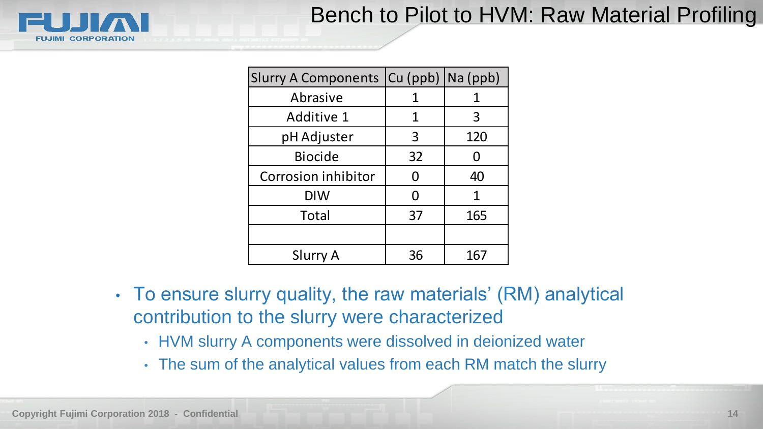# Bench to Pilot to HVM: Raw Material Profiling

| Slurry A Components | Cu (ppb) | Na (ppb) |
|---|---|---|
| Abrasive | 1 | 1 |
| Additive 1 | 1 | 3 |
| pH Adjuster | 3 | 120 |
| Biocide | 32 | 0 |
| Corrosion inhibitor | 0 | 40 |
| DIW | 0 | 1 |
| Total | 37 | 165 |
| | | |
| Slurry A | 36 | 167 |

- To ensure slurry quality, the raw materials' (RM) analytical contribution to the slurry were characterized
  - HVM slurry A components were dissolved in deionized water
  - The sum of the analytical values from each RM match the slurry

Copyright Fujimi Corporation 2018 - Confidential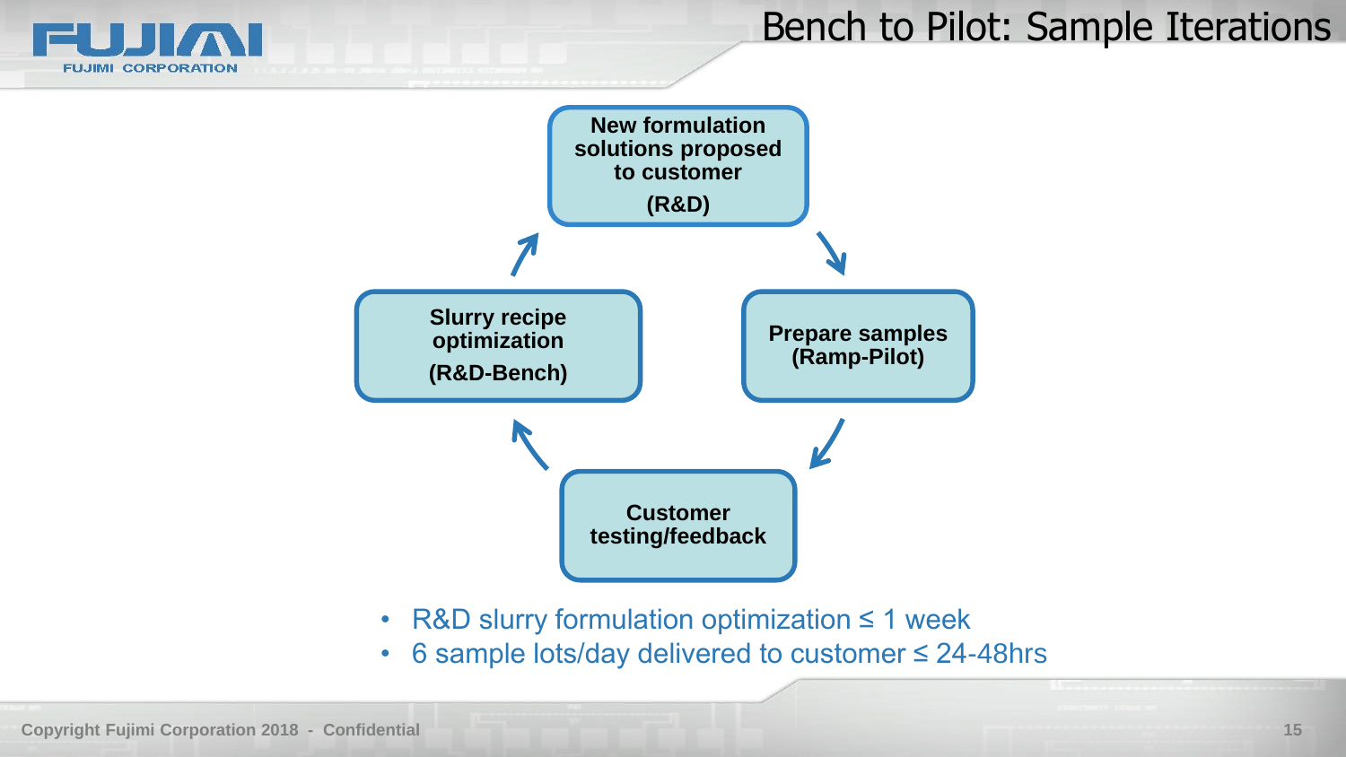# Bench to Pilot: Sample Iterations

**New formulation solutions proposed to customer (R&D)** → **Prepare samples (Ramp-Pilot)** → **Customer testing/feedback** → **Slurry recipe optimization (R&D-Bench)** → **New formulation solutions proposed to customer (R&D)**

- R&D slurry formulation optimization ≤ 1 week
- 6 sample lots/day delivered to customer ≤ 24-48hrs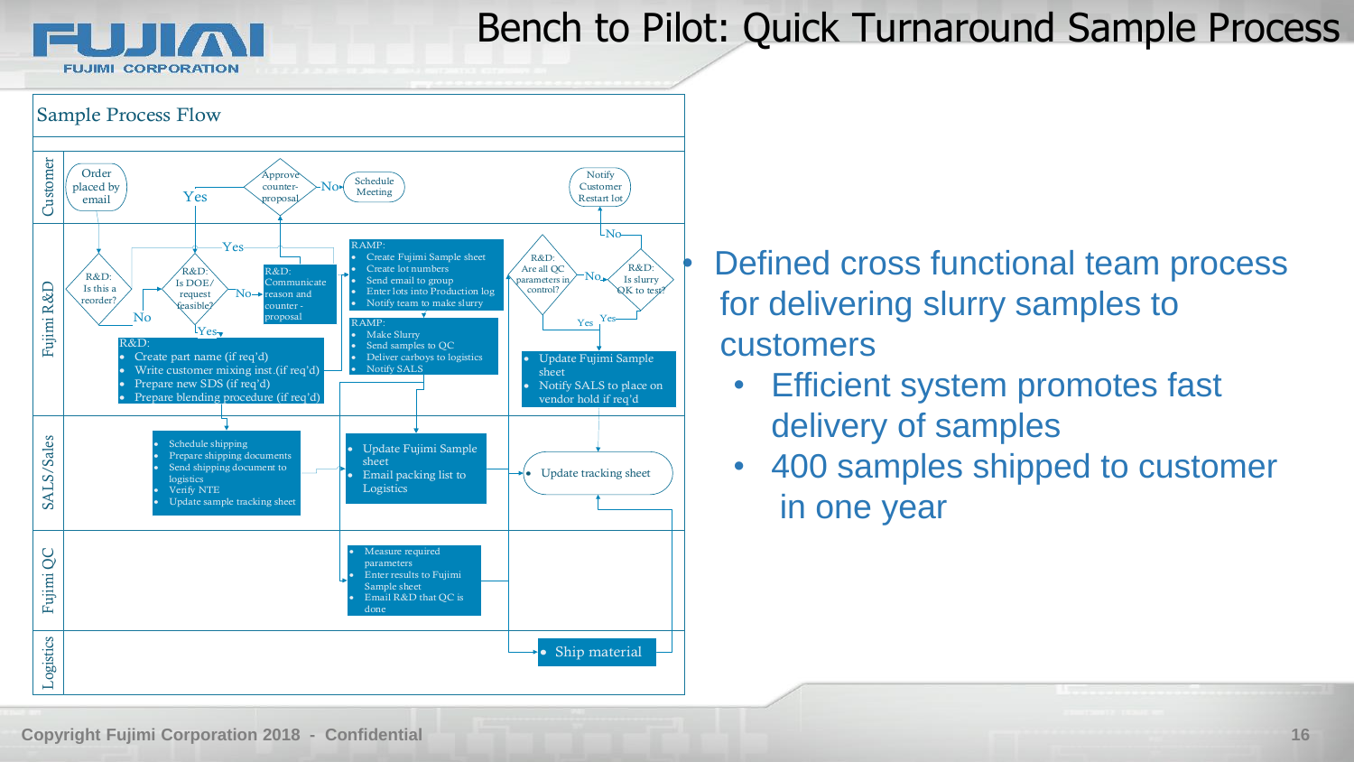# Bench to Pilot: Quick Turnaround Sample Process

## Sample Process Flow

**Customer**
- Order placed by email
- Approve counter-proposal → No → Schedule Meeting
- Approve counter-proposal → Yes
- Notify Customer Restart lot

**Fujimi R&D**
- R&D: Is this a reorder? → No / Yes
- R&D: Is DOE/request feasible? → No → R&D: Communicate reason and counter-proposal
- R&D: Is DOE/request feasible? → Yes → R&D:
  - Create part name (if req'd)
  - Write customer mixing inst.(if req'd)
  - Prepare new SDS (if req'd)
  - Prepare blending procedure (if req'd)
- RAMP:
  - Create Fujimi Sample sheet
  - Create lot numbers
  - Send email to group
  - Enter lots into Production log
  - Notify team to make slurry
- RAMP:
  - Make Slurry
  - Send samples to QC
  - Deliver carboys to logistics
  - Notify SALS
- R&D: Are all QC parameters in control? → No → R&D: Is slurry OK to test? → No → Notify Customer Restart lot
- R&D: Are all QC parameters in control? → Yes / R&D: Is slurry OK to test? → Yes →
  - Update Fujimi Sample sheet
  - Notify SALS to place on vendor hold if req'd

**SALS/Sales**
- Schedule shipping
- Prepare shipping documents
- Send shipping document to logistics
- Verify NTE
- Update sample tracking sheet

- Update Fujimi Sample sheet
- Email packing list to Logistics

- Update tracking sheet

**Fujimi QC**
- Measure required parameters
- Enter results to Fujimi Sample sheet
- Email R&D that QC is done

**Logistics**
- Ship material

---

- Defined cross functional team process for delivering slurry samples to customers
  - Efficient system promotes fast delivery of samples
  - 400 samples shipped to customer in one year

Copyright Fujimi Corporation 2018 - Confidential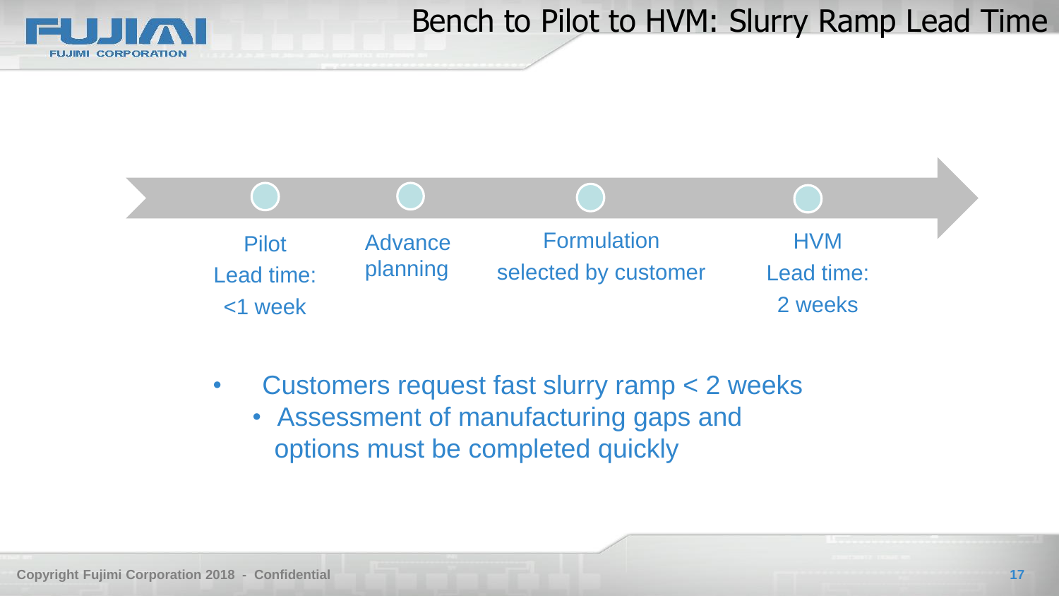# Bench to Pilot to HVM: Slurry Ramp Lead Time

- Pilot  
  Lead time:  
  <1 week
- Advance planning
- Formulation selected by customer
- HVM  
  Lead time:  
  2 weeks

- Customers request fast slurry ramp < 2 weeks
  - Assessment of manufacturing gaps and options must be completed quickly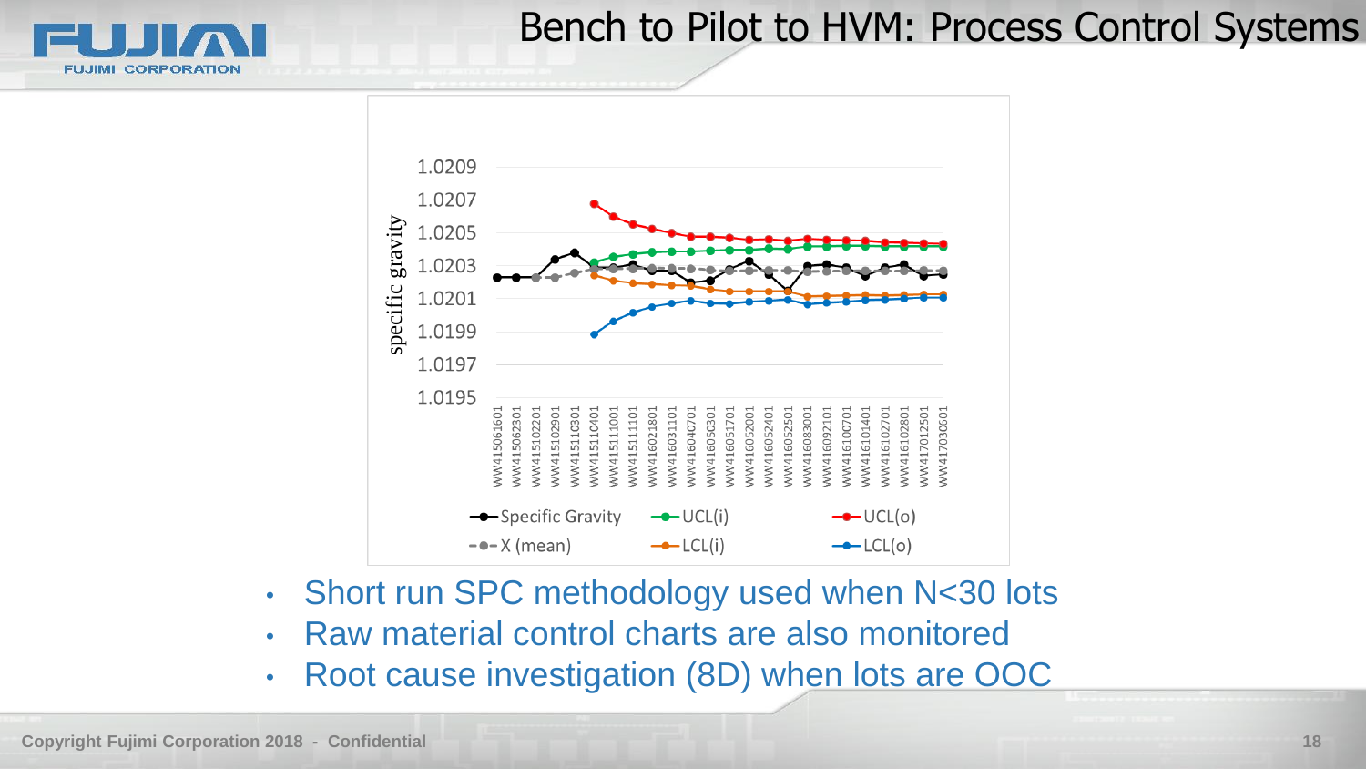# Bench to Pilot to HVM: Process Control Systems

- Short run SPC methodology used when N<30 lots
- Raw material control charts are also monitored
- Root cause investigation (8D) when lots are OOC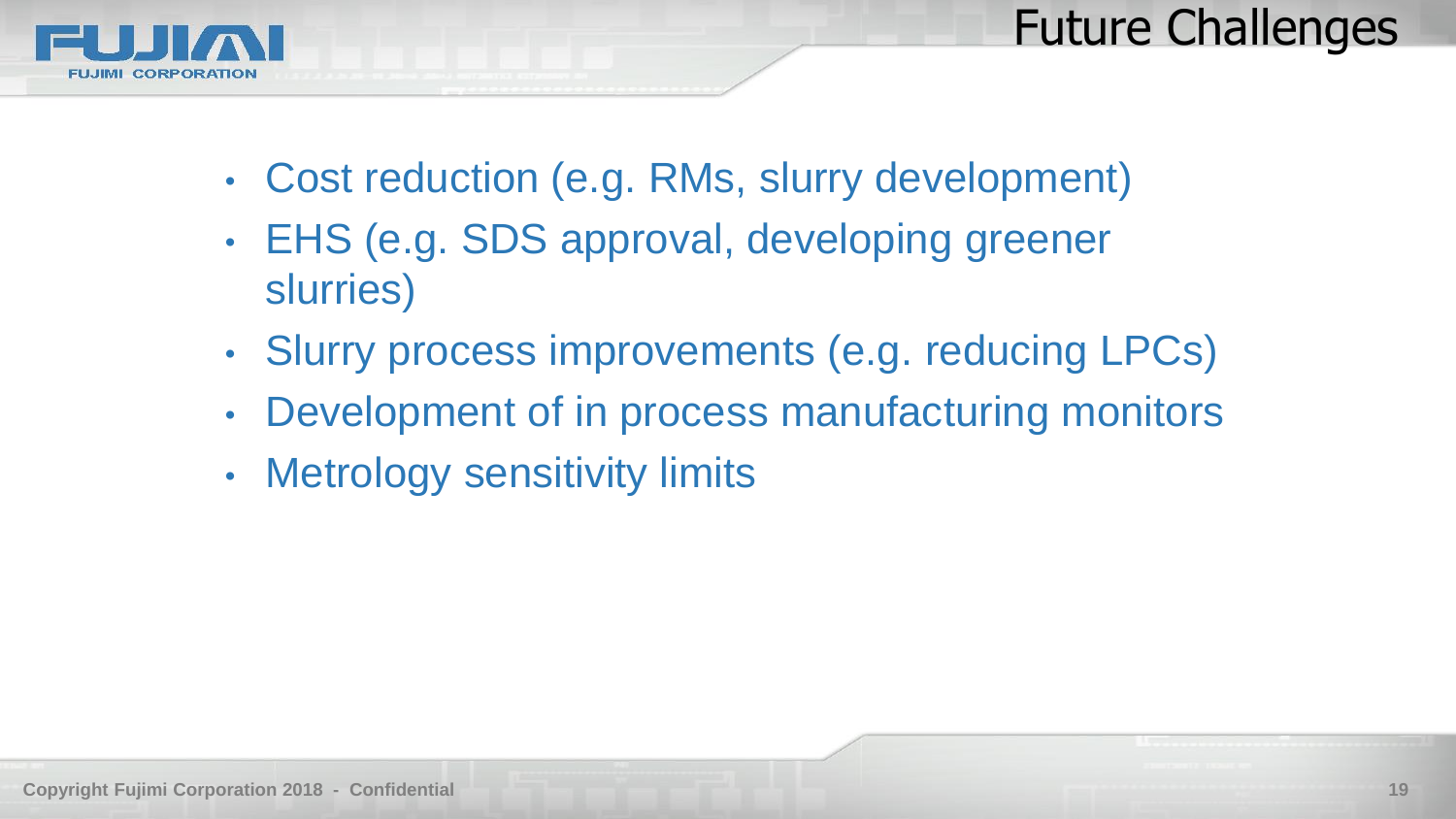# Future Challenges

- Cost reduction (e.g. RMs, slurry development)
- EHS (e.g. SDS approval, developing greener slurries)
- Slurry process improvements (e.g. reducing LPCs)
- Development of in process manufacturing monitors
- Metrology sensitivity limits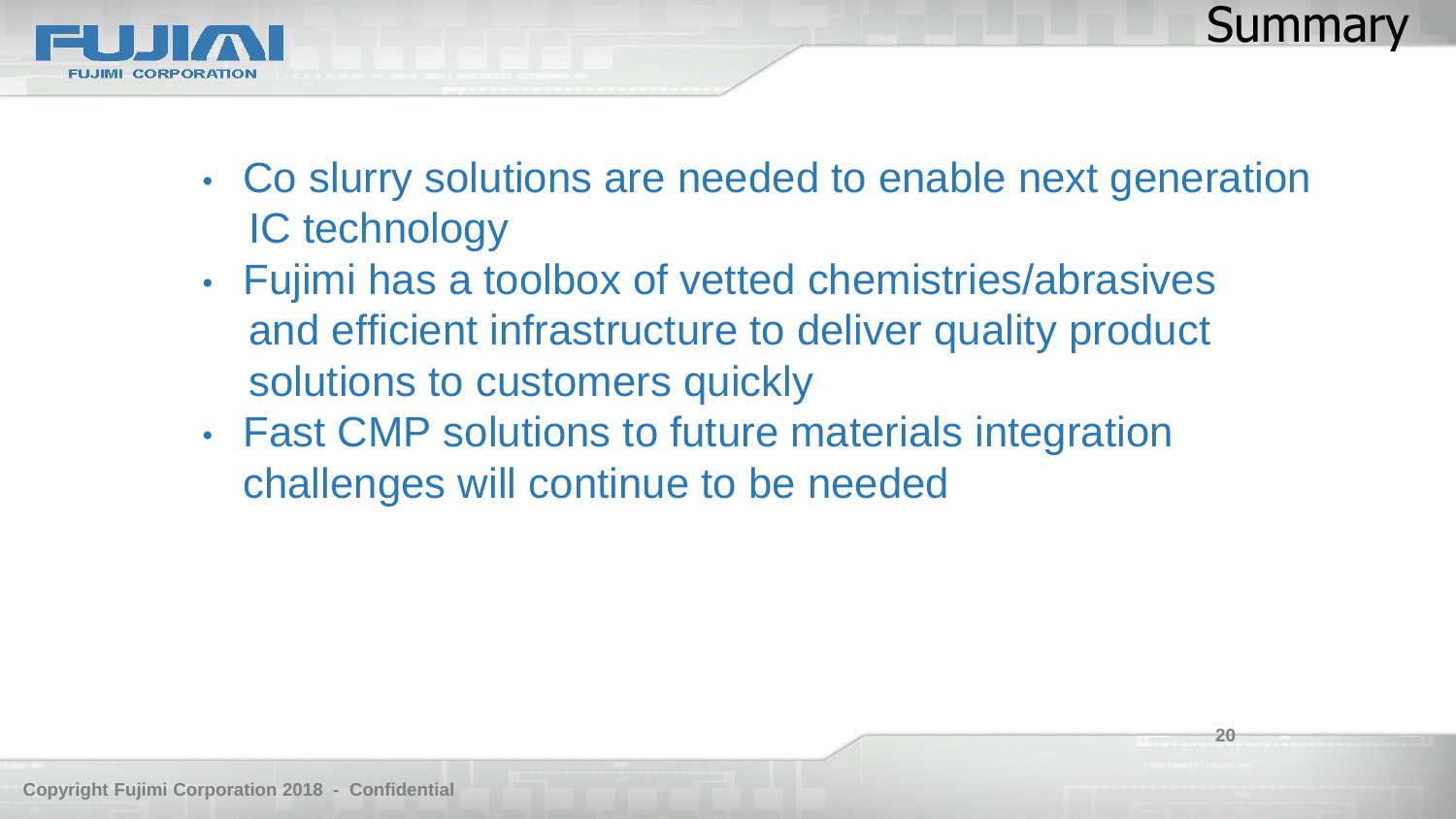# Summary

- Co slurry solutions are needed to enable next generation IC technology
- Fujimi has a toolbox of vetted chemistries/abrasives and efficient infrastructure to deliver quality product solutions to customers quickly
- Fast CMP solutions to future materials integration challenges will continue to be needed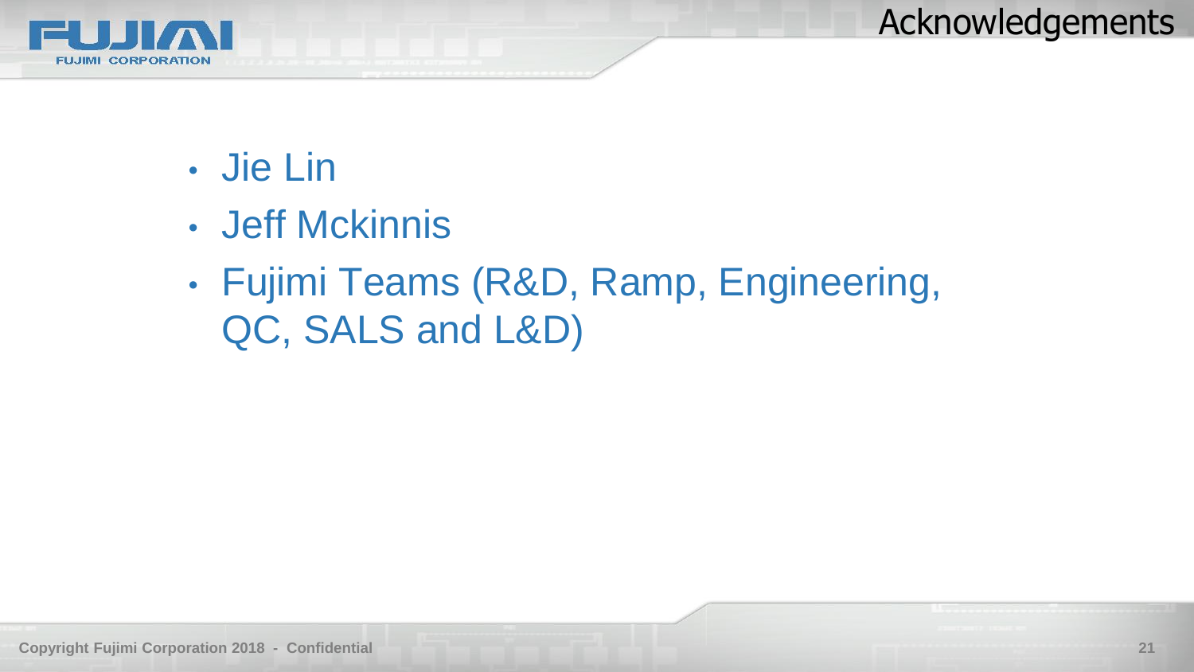# Acknowledgements

- Jie Lin
- Jeff Mckinnis
- Fujimi Teams (R&D, Ramp, Engineering, QC, SALS and L&D)